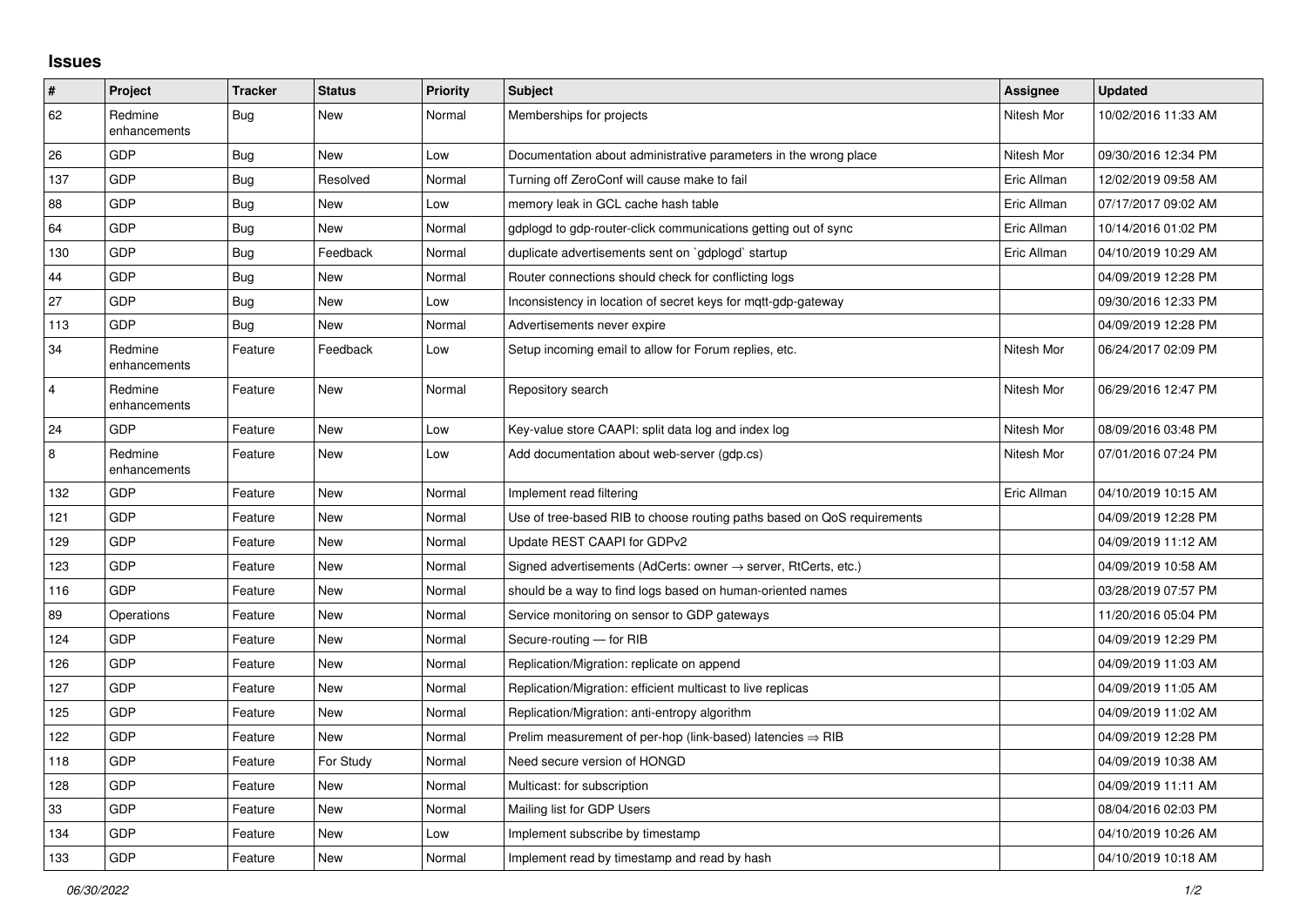## Issues

| # | Project | Tracker | Status | Priority | Subject | Assignee | Updated |
|---|---|---|---|---|---|---|---|
| 62 | Redmine enhancements | Bug | New | Normal | Memberships for projects | Nitesh Mor | 10/02/2016 11:33 AM |
| 26 | GDP | Bug | New | Low | Documentation about administrative parameters in the wrong place | Nitesh Mor | 09/30/2016 12:34 PM |
| 137 | GDP | Bug | Resolved | Normal | Turning off ZeroConf will cause make to fail | Eric Allman | 12/02/2019 09:58 AM |
| 88 | GDP | Bug | New | Low | memory leak in GCL cache hash table | Eric Allman | 07/17/2017 09:02 AM |
| 64 | GDP | Bug | New | Normal | gdplogd to gdp-router-click communications getting out of sync | Eric Allman | 10/14/2016 01:02 PM |
| 130 | GDP | Bug | Feedback | Normal | duplicate advertisements sent on `gdplogd` startup | Eric Allman | 04/10/2019 10:29 AM |
| 44 | GDP | Bug | New | Normal | Router connections should check for conflicting logs | | 04/09/2019 12:28 PM |
| 27 | GDP | Bug | New | Low | Inconsistency in location of secret keys for mqtt-gdp-gateway | | 09/30/2016 12:33 PM |
| 113 | GDP | Bug | New | Normal | Advertisements never expire | | 04/09/2019 12:28 PM |
| 34 | Redmine enhancements | Feature | Feedback | Low | Setup incoming email to allow for Forum replies, etc. | Nitesh Mor | 06/24/2017 02:09 PM |
| 4 | Redmine enhancements | Feature | New | Normal | Repository search | Nitesh Mor | 06/29/2016 12:47 PM |
| 24 | GDP | Feature | New | Low | Key-value store CAAPI: split data log and index log | Nitesh Mor | 08/09/2016 03:48 PM |
| 8 | Redmine enhancements | Feature | New | Low | Add documentation about web-server (gdp.cs) | Nitesh Mor | 07/01/2016 07:24 PM |
| 132 | GDP | Feature | New | Normal | Implement read filtering | Eric Allman | 04/10/2019 10:15 AM |
| 121 | GDP | Feature | New | Normal | Use of tree-based RIB to choose routing paths based on QoS requirements | | 04/09/2019 12:28 PM |
| 129 | GDP | Feature | New | Normal | Update REST CAAPI for GDPv2 | | 04/09/2019 11:12 AM |
| 123 | GDP | Feature | New | Normal | Signed advertisements (AdCerts: owner → server, RtCerts, etc.) | | 04/09/2019 10:58 AM |
| 116 | GDP | Feature | New | Normal | should be a way to find logs based on human-oriented names | | 03/28/2019 07:57 PM |
| 89 | Operations | Feature | New | Normal | Service monitoring on sensor to GDP gateways | | 11/20/2016 05:04 PM |
| 124 | GDP | Feature | New | Normal | Secure-routing — for RIB | | 04/09/2019 12:29 PM |
| 126 | GDP | Feature | New | Normal | Replication/Migration: replicate on append | | 04/09/2019 11:03 AM |
| 127 | GDP | Feature | New | Normal | Replication/Migration: efficient multicast to live replicas | | 04/09/2019 11:05 AM |
| 125 | GDP | Feature | New | Normal | Replication/Migration: anti-entropy algorithm | | 04/09/2019 11:02 AM |
| 122 | GDP | Feature | New | Normal | Prelim measurement of per-hop (link-based) latencies ⇒ RIB | | 04/09/2019 12:28 PM |
| 118 | GDP | Feature | For Study | Normal | Need secure version of HONGD | | 04/09/2019 10:38 AM |
| 128 | GDP | Feature | New | Normal | Multicast: for subscription | | 04/09/2019 11:11 AM |
| 33 | GDP | Feature | New | Normal | Mailing list for GDP Users | | 08/04/2016 02:03 PM |
| 134 | GDP | Feature | New | Low | Implement subscribe by timestamp | | 04/10/2019 10:26 AM |
| 133 | GDP | Feature | New | Normal | Implement read by timestamp and read by hash | | 04/10/2019 10:18 AM |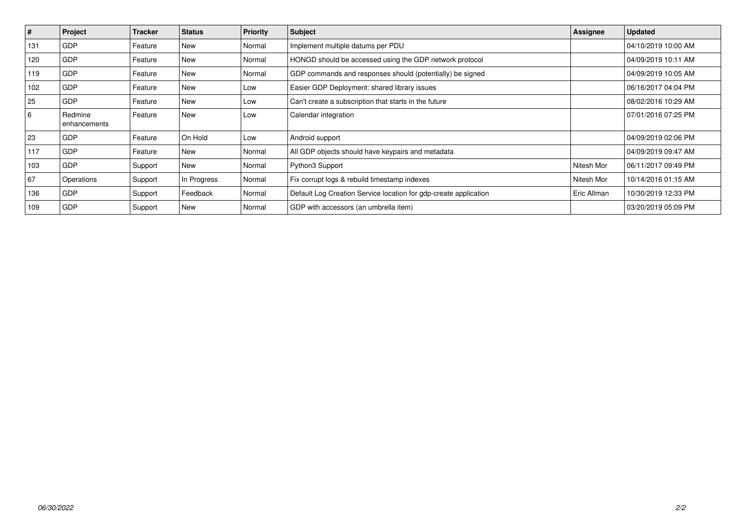| # | Project | Tracker | Status | Priority | Subject | Assignee | Updated |
|---|---|---|---|---|---|---|---|
| 131 | GDP | Feature | New | Normal | Implement multiple datums per PDU | | 04/10/2019 10:00 AM |
| 120 | GDP | Feature | New | Normal | HONGD should be accessed using the GDP network protocol | | 04/09/2019 10:11 AM |
| 119 | GDP | Feature | New | Normal | GDP commands and responses should (potentially) be signed | | 04/09/2019 10:05 AM |
| 102 | GDP | Feature | New | Low | Easier GDP Deployment: shared library issues | | 06/16/2017 04:04 PM |
| 25 | GDP | Feature | New | Low | Can't create a subscription that starts in the future | | 08/02/2016 10:29 AM |
| 6 | Redmine enhancements | Feature | New | Low | Calendar integration | | 07/01/2016 07:25 PM |
| 23 | GDP | Feature | On Hold | Low | Android support | | 04/09/2019 02:06 PM |
| 117 | GDP | Feature | New | Normal | All GDP objects should have keypairs and metadata | | 04/09/2019 09:47 AM |
| 103 | GDP | Support | New | Normal | Python3 Support | Nitesh Mor | 06/11/2017 09:49 PM |
| 67 | Operations | Support | In Progress | Normal | Fix corrupt logs & rebuild timestamp indexes | Nitesh Mor | 10/14/2016 01:15 AM |
| 136 | GDP | Support | Feedback | Normal | Default Log Creation Service location for gdp-create application | Eric Allman | 10/30/2019 12:33 PM |
| 109 | GDP | Support | New | Normal | GDP with accessors (an umbrella item) | | 03/20/2019 05:09 PM |

*06/30/2022*